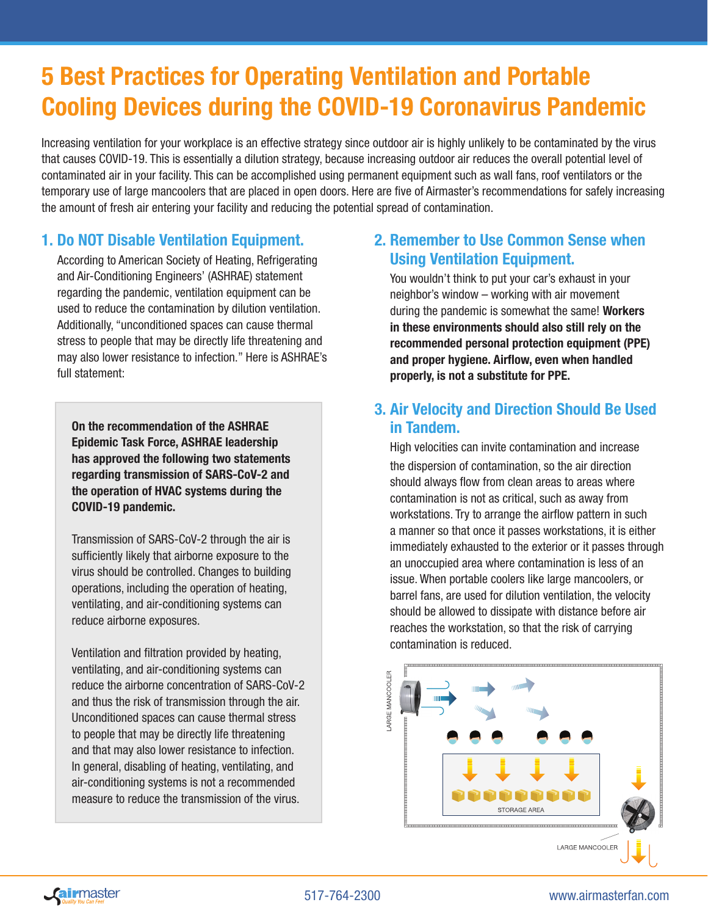# 5 Best Practices for Operating Ventilation and Portable Cooling Devices during the COVID-19 Coronavirus Pandemic

Increasing ventilation for your workplace is an effective strategy since outdoor air is highly unlikely to be contaminated by the virus that causes COVID-19. This is essentially a dilution strategy, because increasing outdoor air reduces the overall potential level of contaminated air in your facility. This can be accomplished using permanent equipment such as wall fans, roof ventilators or the temporary use of large mancoolers that are placed in open doors. Here are five of Airmaster's recommendations for safely increasing the amount of fresh air entering your facility and reducing the potential spread of contamination.

## 1. Do NOT Disable Ventilation Equipment.

According to American Society of Heating, Refrigerating and Air-Conditioning Engineers' (ASHRAE) statement regarding the pandemic, ventilation equipment can be used to reduce the contamination by dilution ventilation. Additionally, "unconditioned spaces can cause thermal stress to people that may be directly life threatening and may also lower resistance to infection." Here is ASHRAE's full statement:

> **On the recommendation of the ASHRAE Epidemic Task Force, ASHRAE leadership has approved the following two statements regarding transmission of SARS-CoV-2 and the operation of HVAC systems during the COVID-19 pandemic.**
>
> Transmission of SARS-CoV-2 through the air is sufficiently likely that airborne exposure to the virus should be controlled. Changes to building operations, including the operation of heating, ventilating, and air-conditioning systems can reduce airborne exposures.
>
> Ventilation and filtration provided by heating, ventilating, and air-conditioning systems can reduce the airborne concentration of SARS-CoV-2 and thus the risk of transmission through the air. Unconditioned spaces can cause thermal stress to people that may be directly life threatening and that may also lower resistance to infection. In general, disabling of heating, ventilating, and air-conditioning systems is not a recommended measure to reduce the transmission of the virus.

## 2. Remember to Use Common Sense when Using Ventilation Equipment.

You wouldn't think to put your car's exhaust in your neighbor's window – working with air movement during the pandemic is somewhat the same! **Workers in these environments should also still rely on the recommended personal protection equipment (PPE) and proper hygiene. Airflow, even when handled properly, is not a substitute for PPE.**

## 3. Air Velocity and Direction Should Be Used in Tandem.

High velocities can invite contamination and increase the dispersion of contamination, so the air direction should always flow from clean areas to areas where contamination is not as critical, such as away from workstations. Try to arrange the airflow pattern in such a manner so that once it passes workstations, it is either immediately exhausted to the exterior or it passes through an unoccupied area where contamination is less of an issue. When portable coolers like large mancoolers, or barrel fans, are used for dilution ventilation, the velocity should be allowed to dissipate with distance before air reaches the workstation, so that the risk of carrying contamination is reduced.

LARGE MANCOOLER

STORAGE AREA

LARGE MANCOOLER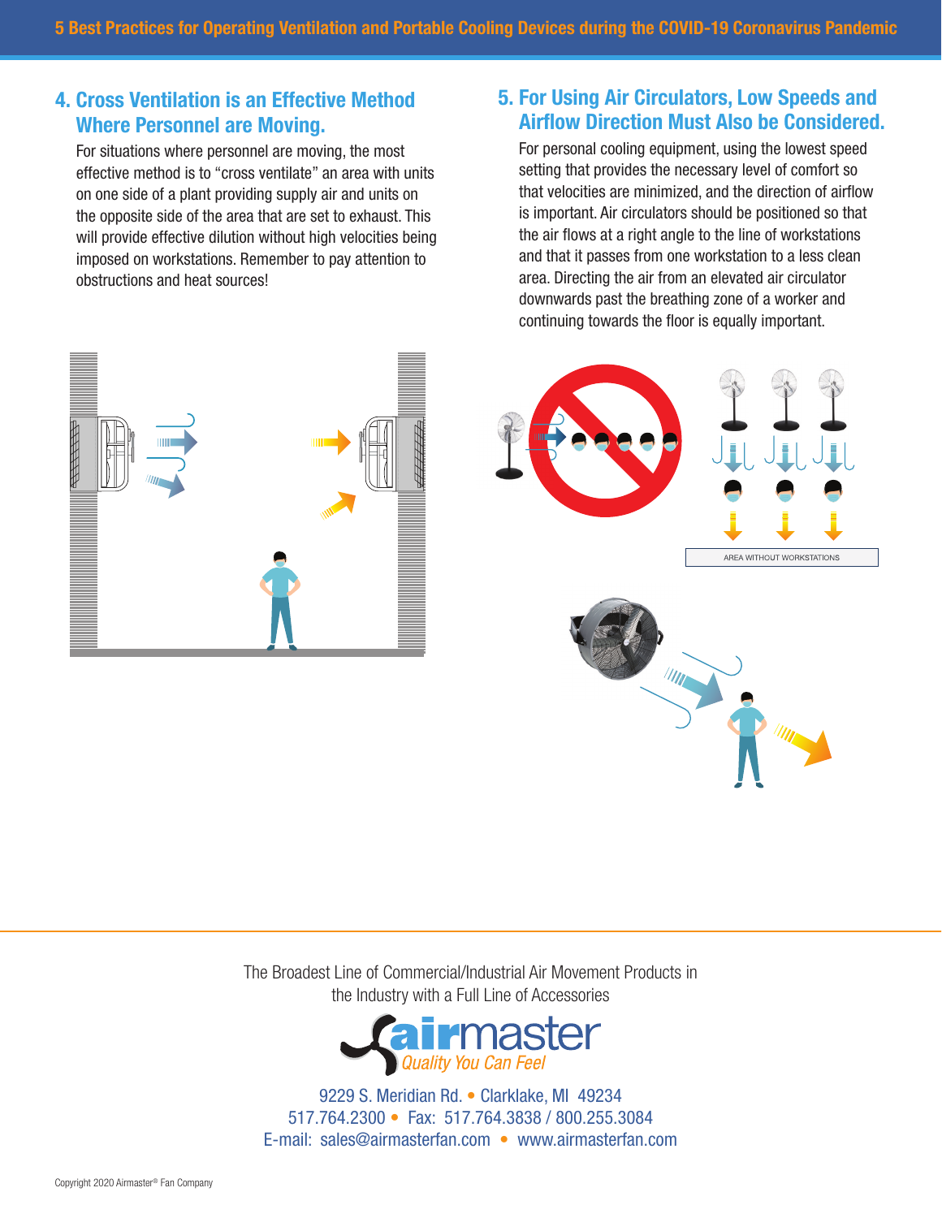## 4. Cross Ventilation is an Effective Method Where Personnel are Moving.

For situations where personnel are moving, the most effective method is to "cross ventilate" an area with units on one side of a plant providing supply air and units on the opposite side of the area that are set to exhaust. This will provide effective dilution without high velocities being imposed on workstations. Remember to pay attention to obstructions and heat sources!

## 5. For Using Air Circulators, Low Speeds and Airflow Direction Must Also be Considered.

For personal cooling equipment, using the lowest speed setting that provides the necessary level of comfort so that velocities are minimized, and the direction of airflow is important. Air circulators should be positioned so that the air flows at a right angle to the line of workstations and that it passes from one workstation to a less clean area. Directing the air from an elevated air circulator downwards past the breathing zone of a worker and continuing towards the floor is equally important.

AREA WITHOUT WORKSTATIONS

---

The Broadest Line of Commercial/Industrial Air Movement Products in the Industry with a Full Line of Accessories

airmaster
*Quality You Can Feel*

9229 S. Meridian Rd. • Clarklake, MI 49234
517.764.2300 • Fax: 517.764.3838 / 800.255.3084
E-mail: sales@airmasterfan.com • www.airmasterfan.com

Copyright 2020 Airmaster® Fan Company